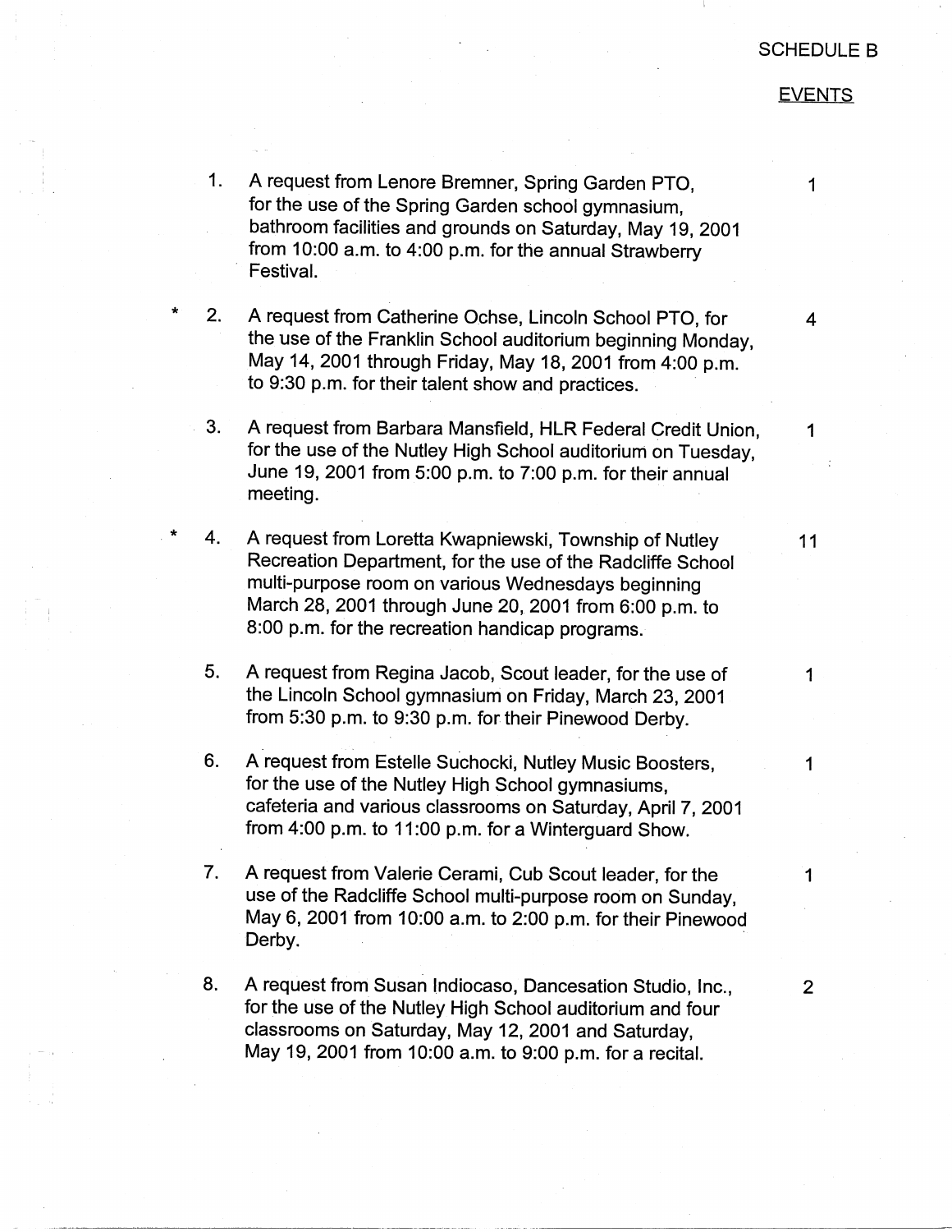SCHEDULE B

EVENTS

| | No. | Request | |
|---|---|---|---|
| | 1. | A request from Lenore Bremner, Spring Garden PTO, for the use of the Spring Garden school gymnasium, bathroom facilities and grounds on Saturday, May 19, 2001 from 10:00 a.m. to 4:00 p.m. for the annual Strawberry Festival. | 1 |
| * | 2. | A request from Catherine Ochse, Lincoln School PTO, for the use of the Franklin School auditorium beginning Monday, May 14, 2001 through Friday, May 18, 2001 from 4:00 p.m. to 9:30 p.m. for their talent show and practices. | 4 |
| | 3. | A request from Barbara Mansfield, HLR Federal Credit Union, for the use of the Nutley High School auditorium on Tuesday, June 19, 2001 from 5:00 p.m. to 7:00 p.m. for their annual meeting. | 1 |
| * | 4. | A request from Loretta Kwapniewski, Township of Nutley Recreation Department, for the use of the Radcliffe School multi-purpose room on various Wednesdays beginning March 28, 2001 through June 20, 2001 from 6:00 p.m. to 8:00 p.m. for the recreation handicap programs. | 11 |
| | 5. | A request from Regina Jacob, Scout leader, for the use of the Lincoln School gymnasium on Friday, March 23, 2001 from 5:30 p.m. to 9:30 p.m. for their Pinewood Derby. | 1 |
| | 6. | A request from Estelle Suchocki, Nutley Music Boosters, for the use of the Nutley High School gymnasiums, cafeteria and various classrooms on Saturday, April 7, 2001 from 4:00 p.m. to 11:00 p.m. for a Winterguard Show. | 1 |
| | 7. | A request from Valerie Cerami, Cub Scout leader, for the use of the Radcliffe School multi-purpose room on Sunday, May 6, 2001 from 10:00 a.m. to 2:00 p.m. for their Pinewood Derby. | 1 |
| | 8. | A request from Susan Indiocaso, Dancesation Studio, Inc., for the use of the Nutley High School auditorium and four classrooms on Saturday, May 12, 2001 and Saturday, May 19, 2001 from 10:00 a.m. to 9:00 p.m. for a recital. | 2 |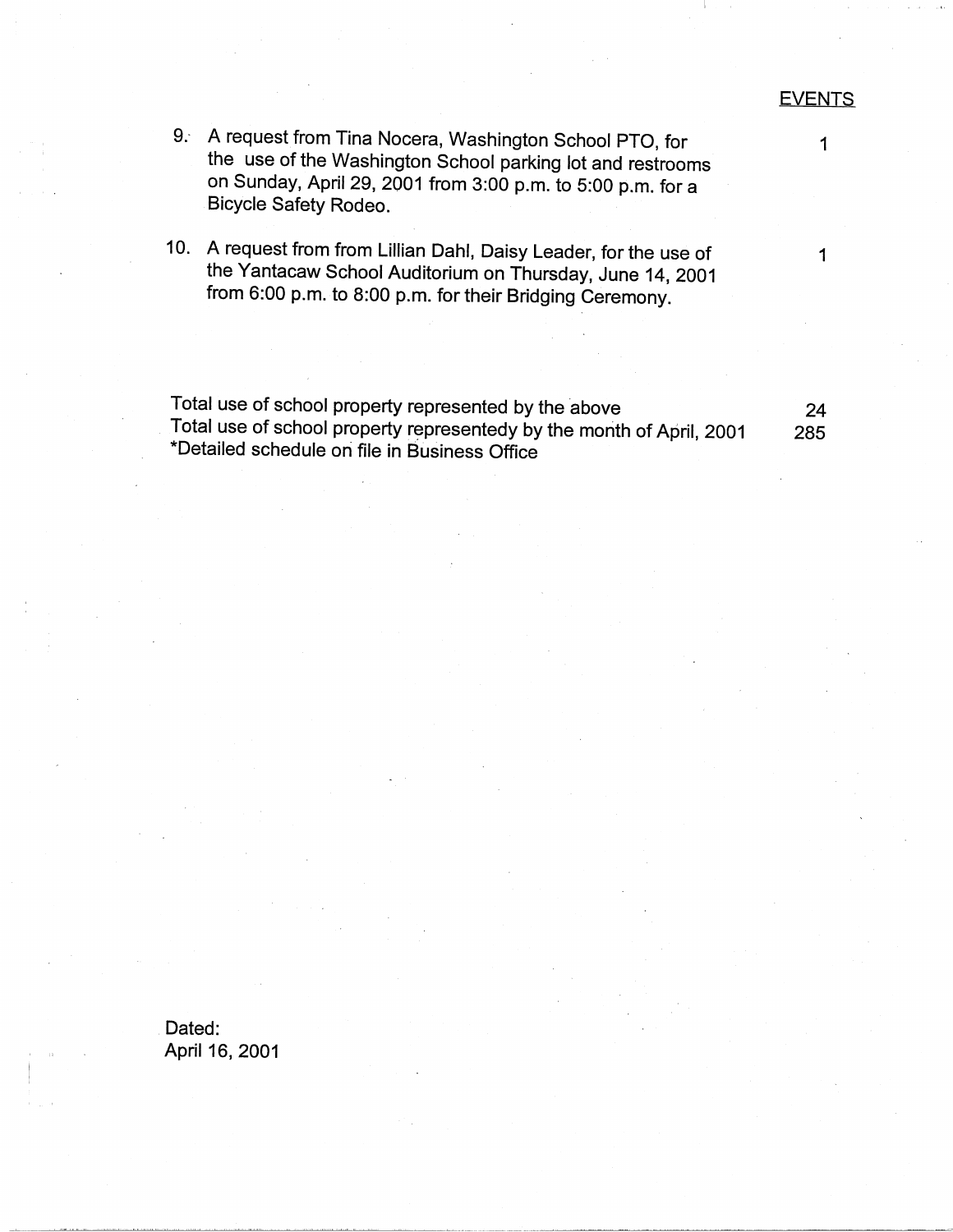EVENTS

9. A request from Tina Nocera, Washington School PTO, for the use of the Washington School parking lot and restrooms on Sunday, April 29, 2001 from 3:00 p.m. to 5:00 p.m. for a Bicycle Safety Rodeo. — 1

10. A request from from Lillian Dahl, Daisy Leader, for the use of the Yantacaw School Auditorium on Thursday, June 14, 2001 from 6:00 p.m. to 8:00 p.m. for their Bridging Ceremony. — 1

| | |
|---|---|
| Total use of school property represented by the above | 24 |
| Total use of school property representedy by the month of April, 2001 | 285 |

*Detailed schedule on file in Business Office

Dated:
April 16, 2001